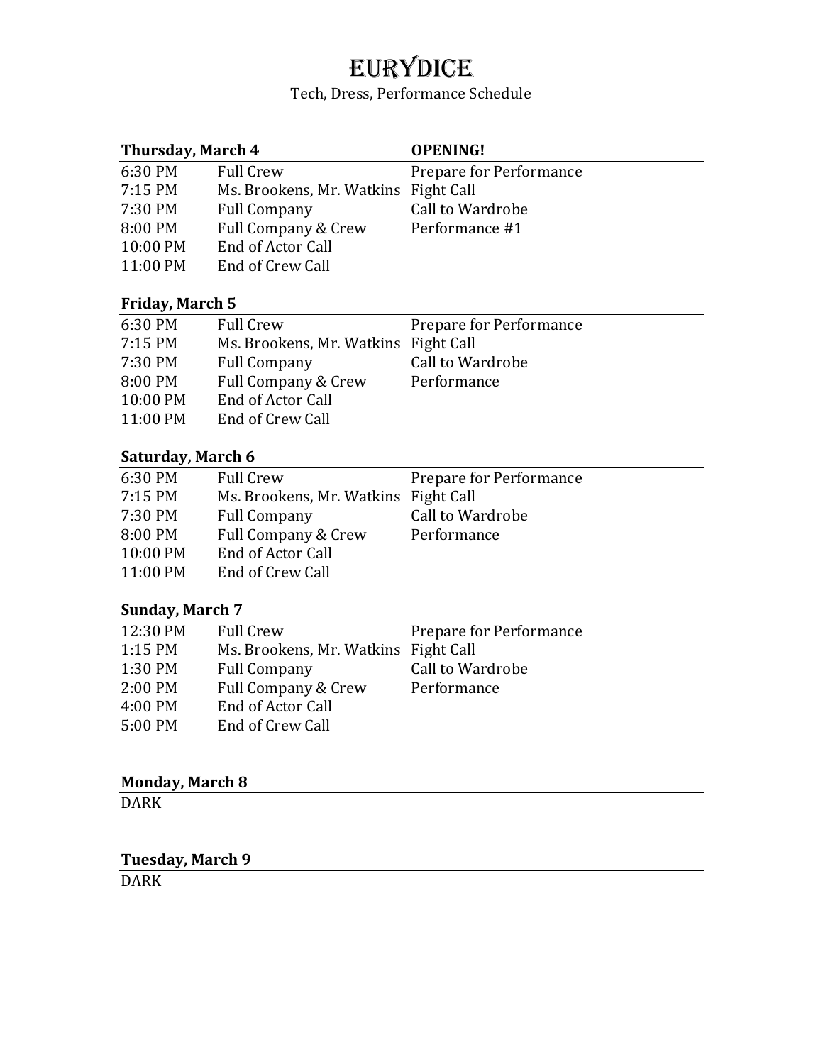# EURYDICE

Tech, Dress, Performance Schedule

**Thursday, March 4** **OPENING!**

| | | |
|---|---|---|
| 6:30 PM | Full Crew | Prepare for Performance |
| 7:15 PM | Ms. Brookens, Mr. Watkins | Fight Call |
| 7:30 PM | Full Company | Call to Wardrobe |
| 8:00 PM | Full Company & Crew | Performance #1 |
| 10:00 PM | End of Actor Call | |
| 11:00 PM | End of Crew Call | |

**Friday, March 5**

| | | |
|---|---|---|
| 6:30 PM | Full Crew | Prepare for Performance |
| 7:15 PM | Ms. Brookens, Mr. Watkins | Fight Call |
| 7:30 PM | Full Company | Call to Wardrobe |
| 8:00 PM | Full Company & Crew | Performance |
| 10:00 PM | End of Actor Call | |
| 11:00 PM | End of Crew Call | |

**Saturday, March 6**

| | | |
|---|---|---|
| 6:30 PM | Full Crew | Prepare for Performance |
| 7:15 PM | Ms. Brookens, Mr. Watkins | Fight Call |
| 7:30 PM | Full Company | Call to Wardrobe |
| 8:00 PM | Full Company & Crew | Performance |
| 10:00 PM | End of Actor Call | |
| 11:00 PM | End of Crew Call | |

**Sunday, March 7**

| | | |
|---|---|---|
| 12:30 PM | Full Crew | Prepare for Performance |
| 1:15 PM | Ms. Brookens, Mr. Watkins | Fight Call |
| 1:30 PM | Full Company | Call to Wardrobe |
| 2:00 PM | Full Company & Crew | Performance |
| 4:00 PM | End of Actor Call | |
| 5:00 PM | End of Crew Call | |

**Monday, March 8**

DARK

**Tuesday, March 9**

DARK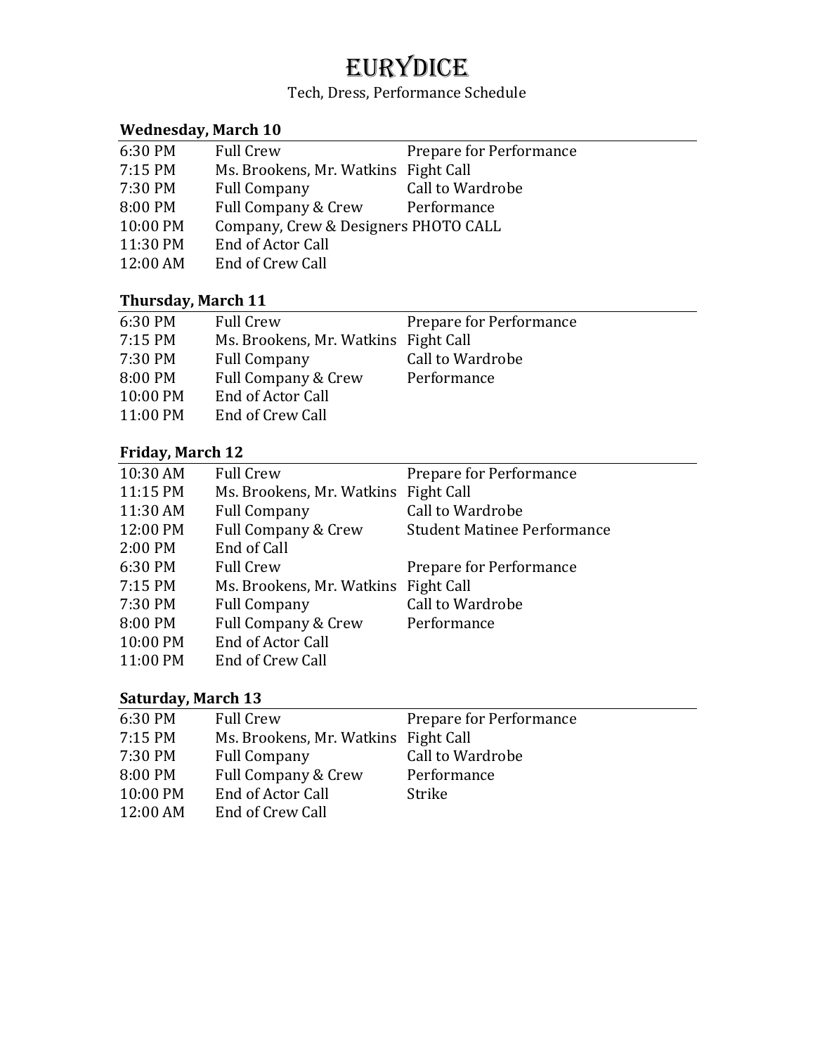# EURYDICE

Tech, Dress, Performance Schedule

### Wednesday, March 10

| | | |
|---|---|---|
| 6:30 PM | Full Crew | Prepare for Performance |
| 7:15 PM | Ms. Brookens, Mr. Watkins | Fight Call |
| 7:30 PM | Full Company | Call to Wardrobe |
| 8:00 PM | Full Company & Crew | Performance |
| 10:00 PM | Company, Crew & Designers PHOTO CALL | |
| 11:30 PM | End of Actor Call | |
| 12:00 AM | End of Crew Call | |

### Thursday, March 11

| | | |
|---|---|---|
| 6:30 PM | Full Crew | Prepare for Performance |
| 7:15 PM | Ms. Brookens, Mr. Watkins | Fight Call |
| 7:30 PM | Full Company | Call to Wardrobe |
| 8:00 PM | Full Company & Crew | Performance |
| 10:00 PM | End of Actor Call | |
| 11:00 PM | End of Crew Call | |

### Friday, March 12

| | | |
|---|---|---|
| 10:30 AM | Full Crew | Prepare for Performance |
| 11:15 PM | Ms. Brookens, Mr. Watkins | Fight Call |
| 11:30 AM | Full Company | Call to Wardrobe |
| 12:00 PM | Full Company & Crew | Student Matinee Performance |
| 2:00 PM | End of Call | |
| 6:30 PM | Full Crew | Prepare for Performance |
| 7:15 PM | Ms. Brookens, Mr. Watkins | Fight Call |
| 7:30 PM | Full Company | Call to Wardrobe |
| 8:00 PM | Full Company & Crew | Performance |
| 10:00 PM | End of Actor Call | |
| 11:00 PM | End of Crew Call | |

### Saturday, March 13

| | | |
|---|---|---|
| 6:30 PM | Full Crew | Prepare for Performance |
| 7:15 PM | Ms. Brookens, Mr. Watkins | Fight Call |
| 7:30 PM | Full Company | Call to Wardrobe |
| 8:00 PM | Full Company & Crew | Performance |
| 10:00 PM | End of Actor Call | Strike |
| 12:00 AM | End of Crew Call | |